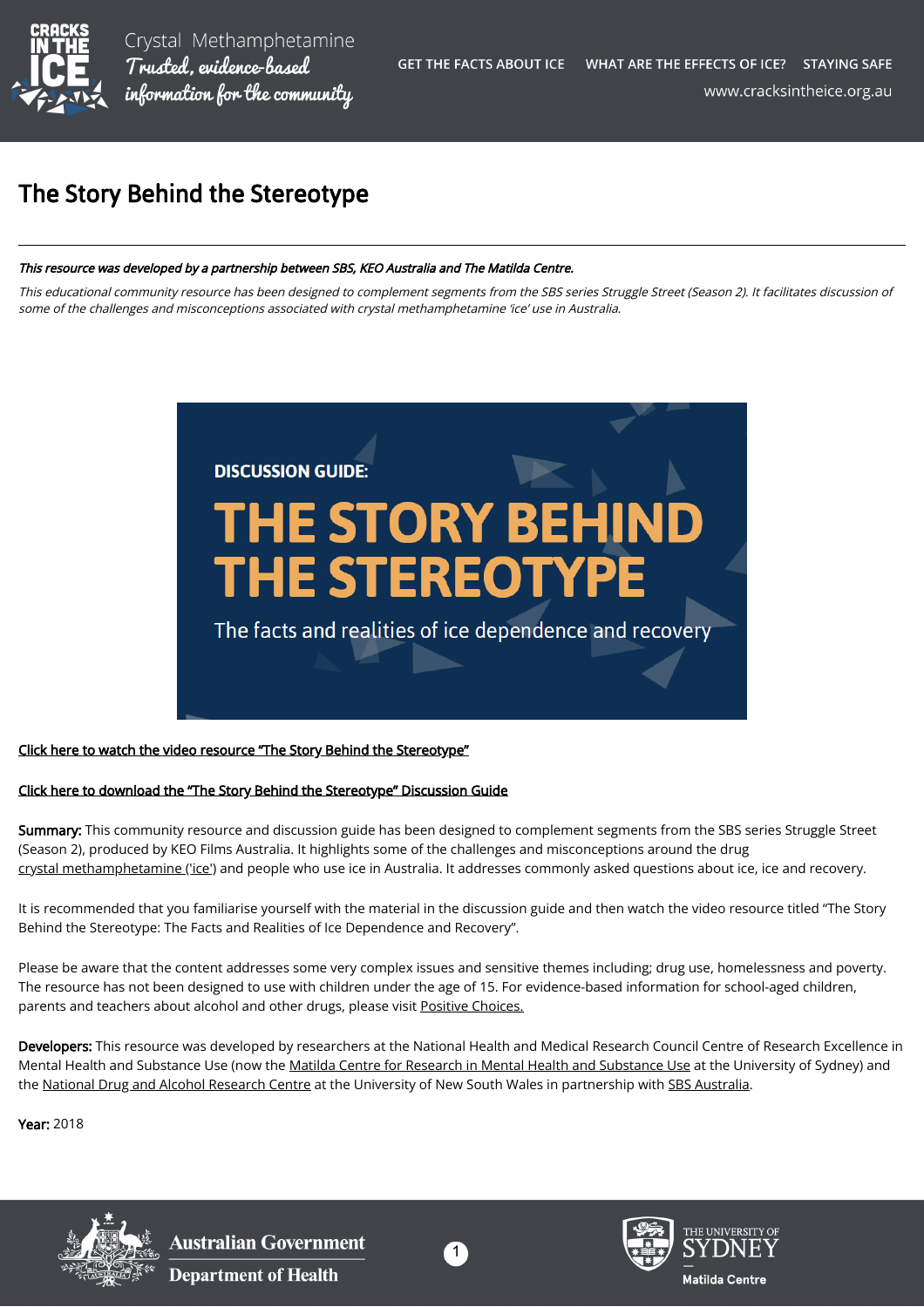# The Story Behind the Stereotype

***This resource was developed by a partnership between SBS, KEO Australia and The Matilda Centre.***

*This educational community resource has been designed to complement segments from the SBS series Struggle Street (Season 2). It facilitates discussion of some of the challenges and misconceptions associated with crystal methamphetamine 'ice' use in Australia.*

DISCUSSION GUIDE:

THE STORY BEHIND THE STEREOTYPE

The facts and realities of ice dependence and recovery

[Click here to watch the video resource "The Story Behind the Stereotype"]

[Click here to download the "The Story Behind the Stereotype" Discussion Guide]

**Summary:** This community resource and discussion guide has been designed to complement segments from the SBS series Struggle Street (Season 2), produced by KEO Films Australia. It highlights some of the challenges and misconceptions around the drug crystal methamphetamine ('ice') and people who use ice in Australia. It addresses commonly asked questions about ice, ice and recovery.

It is recommended that you familiarise yourself with the material in the discussion guide and then watch the video resource titled "The Story Behind the Stereotype: The Facts and Realities of Ice Dependence and Recovery".

Please be aware that the content addresses some very complex issues and sensitive themes including; drug use, homelessness and poverty. The resource has not been designed to use with children under the age of 15. For evidence-based information for school-aged children, parents and teachers about alcohol and other drugs, please visit Positive Choices.

**Developers:** This resource was developed by researchers at the National Health and Medical Research Council Centre of Research Excellence in Mental Health and Substance Use (now the Matilda Centre for Research in Mental Health and Substance Use at the University of Sydney) and the National Drug and Alcohol Research Centre at the University of New South Wales in partnership with SBS Australia.

**Year:** 2018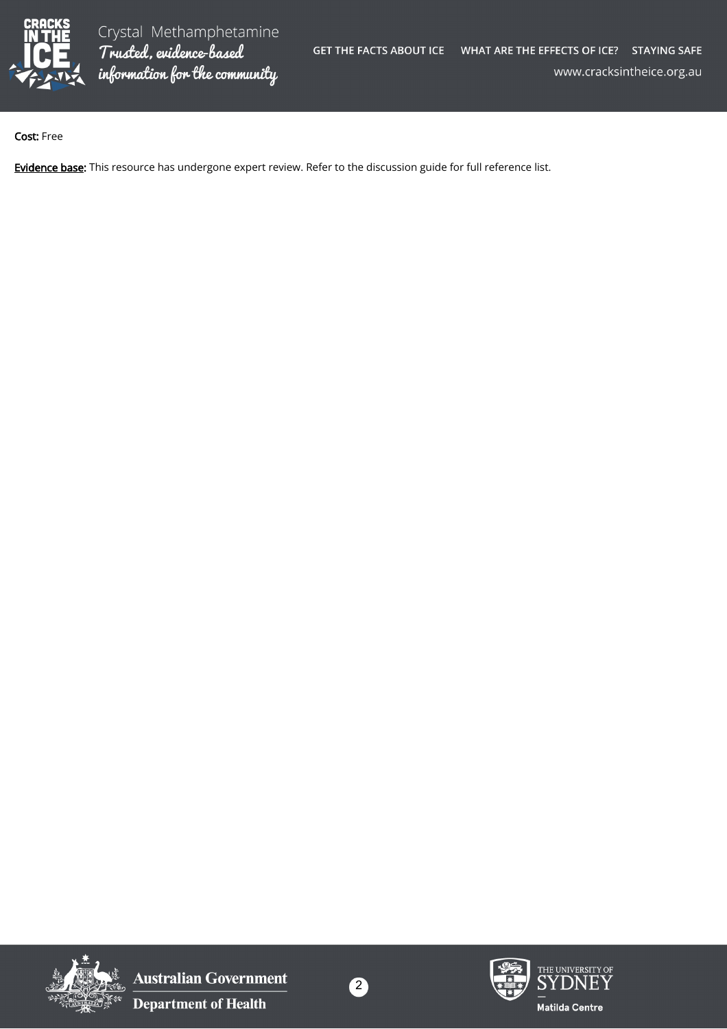**Cost:** Free

**Evidence base:** This resource has undergone expert review. Refer to the discussion guide for full reference list.